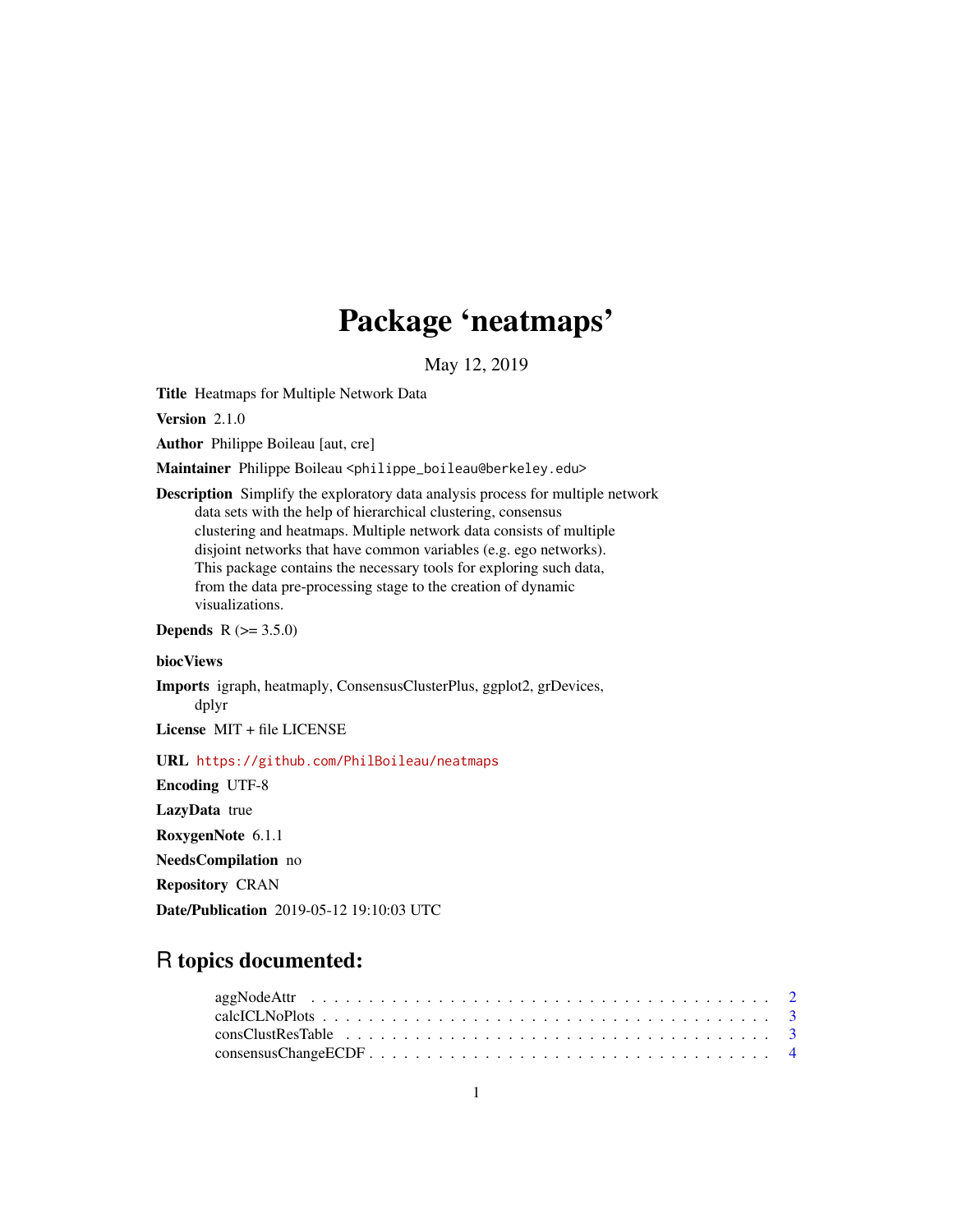# Package 'neatmaps'

May 12, 2019

**Title** Heatmaps for Multiple Network Data

**Version** 2.1.0

**Author** Philippe Boileau [aut, cre]

**Maintainer** Philippe Boileau <philippe_boileau@berkeley.edu>

**Description** Simplify the exploratory data analysis process for multiple network data sets with the help of hierarchical clustering, consensus clustering and heatmaps. Multiple network data consists of multiple disjoint networks that have common variables (e.g. ego networks). This package contains the necessary tools for exploring such data, from the data pre-processing stage to the creation of dynamic visualizations.

**Depends** R (>= 3.5.0)

**biocViews**

**Imports** igraph, heatmaply, ConsensusClusterPlus, ggplot2, grDevices, dplyr

**License** MIT + file LICENSE

**URL** https://github.com/PhilBoileau/neatmaps

**Encoding** UTF-8

**LazyData** true

**RoxygenNote** 6.1.1

**NeedsCompilation** no

**Repository** CRAN

**Date/Publication** 2019-05-12 19:10:03 UTC

## R topics documented:

| | |
|---|---|
| aggNodeAttr | 2 |
| calcICLNoPlots | 3 |
| consClustResTable | 3 |
| consensusChangeECDF | 4 |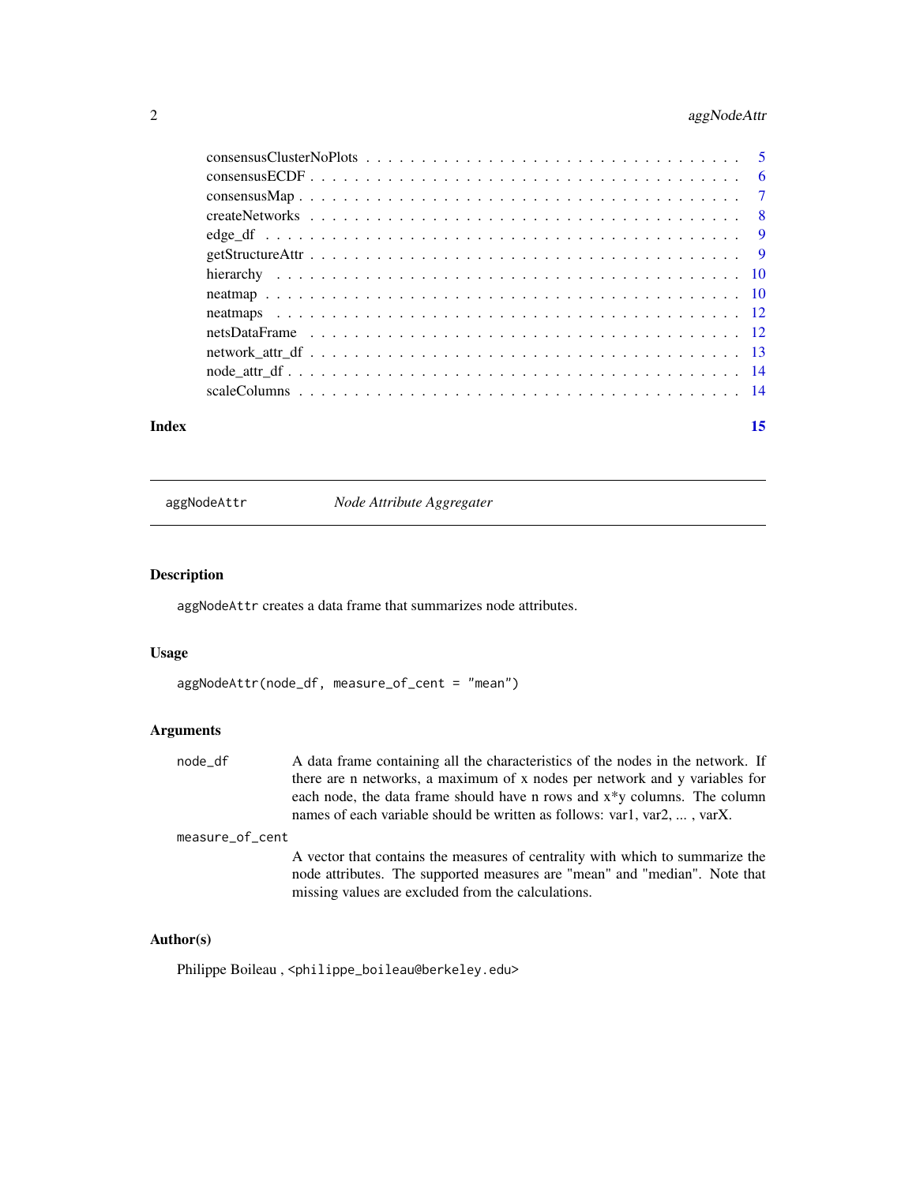consensusClusterNoPlots . . . . . . . . . . . . . . . . . . . . . . . . . . . . . . . . 5
consensusECDF . . . . . . . . . . . . . . . . . . . . . . . . . . . . . . . . . . . . 6
consensusMap . . . . . . . . . . . . . . . . . . . . . . . . . . . . . . . . . . . . . 7
createNetworks . . . . . . . . . . . . . . . . . . . . . . . . . . . . . . . . . . . . 8
edge_df . . . . . . . . . . . . . . . . . . . . . . . . . . . . . . . . . . . . . . . . 9
getStructureAttr . . . . . . . . . . . . . . . . . . . . . . . . . . . . . . . . . . . 9
hierarchy . . . . . . . . . . . . . . . . . . . . . . . . . . . . . . . . . . . . . . . 10
neatmap . . . . . . . . . . . . . . . . . . . . . . . . . . . . . . . . . . . . . . . 10
neatmaps . . . . . . . . . . . . . . . . . . . . . . . . . . . . . . . . . . . . . . . 12
netsDataFrame . . . . . . . . . . . . . . . . . . . . . . . . . . . . . . . . . . . . 12
network_attr_df . . . . . . . . . . . . . . . . . . . . . . . . . . . . . . . . . . . . 13
node_attr_df . . . . . . . . . . . . . . . . . . . . . . . . . . . . . . . . . . . . . 14
scaleColumns . . . . . . . . . . . . . . . . . . . . . . . . . . . . . . . . . . . . . 14

**Index** **15**

---

## aggNodeAttr — *Node Attribute Aggregater*

---

### Description

aggNodeAttr creates a data frame that summarizes node attributes.

### Usage

```
aggNodeAttr(node_df, measure_of_cent = "mean")
```

### Arguments

| | |
|---|---|
| node_df | A data frame containing all the characteristics of the nodes in the network. If there are n networks, a maximum of x nodes per network and y variables for each node, the data frame should have n rows and x*y columns. The column names of each variable should be written as follows: var1, var2, ... , varX. |
| measure_of_cent | A vector that contains the measures of centrality with which to summarize the node attributes. The supported measures are "mean" and "median". Note that missing values are excluded from the calculations. |

### Author(s)

Philippe Boileau , <philippe_boileau@berkeley.edu>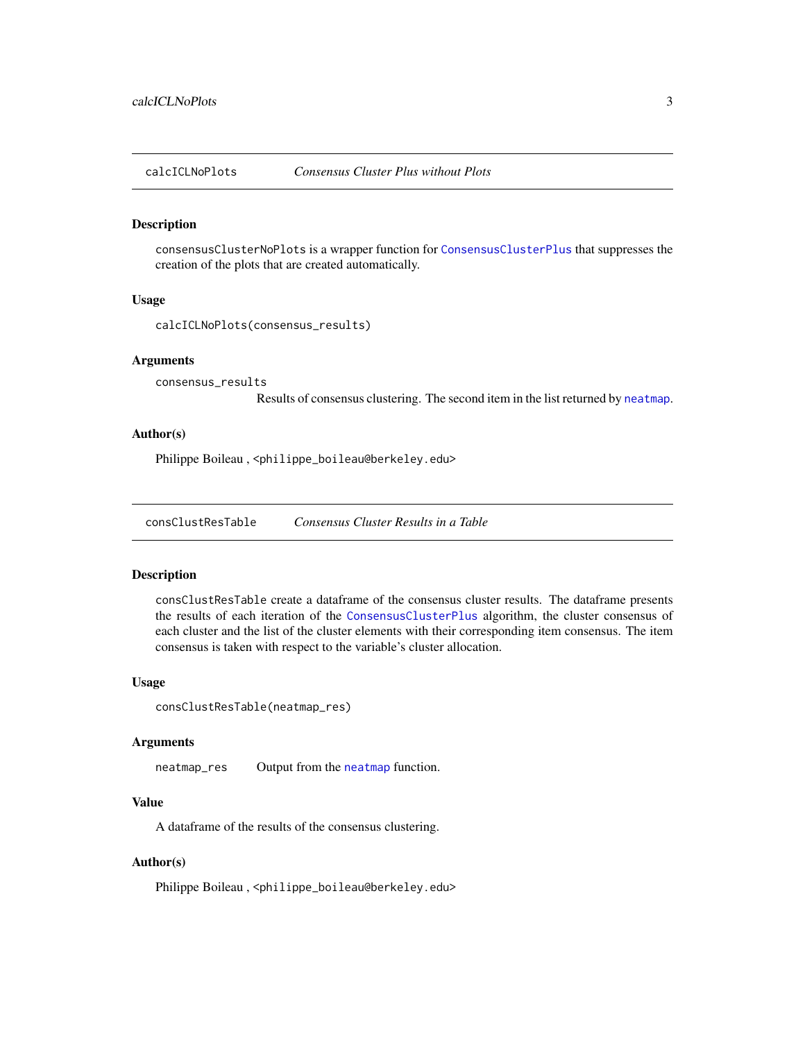## calcICLNoPlots *Consensus Cluster Plus without Plots*

### Description

consensusClusterNoPlots is a wrapper function for ConsensusClusterPlus that suppresses the creation of the plots that are created automatically.

### Usage

```
calcICLNoPlots(consensus_results)
```

### Arguments

consensus_results
: Results of consensus clustering. The second item in the list returned by neatmap.

### Author(s)

Philippe Boileau , <philippe_boileau@berkeley.edu>

## consClustResTable *Consensus Cluster Results in a Table*

### Description

consClustResTable create a dataframe of the consensus cluster results. The dataframe presents the results of each iteration of the ConsensusClusterPlus algorithm, the cluster consensus of each cluster and the list of the cluster elements with their corresponding item consensus. The item consensus is taken with respect to the variable's cluster allocation.

### Usage

```
consClustResTable(neatmap_res)
```

### Arguments

neatmap_res
: Output from the neatmap function.

### Value

A dataframe of the results of the consensus clustering.

### Author(s)

Philippe Boileau , <philippe_boileau@berkeley.edu>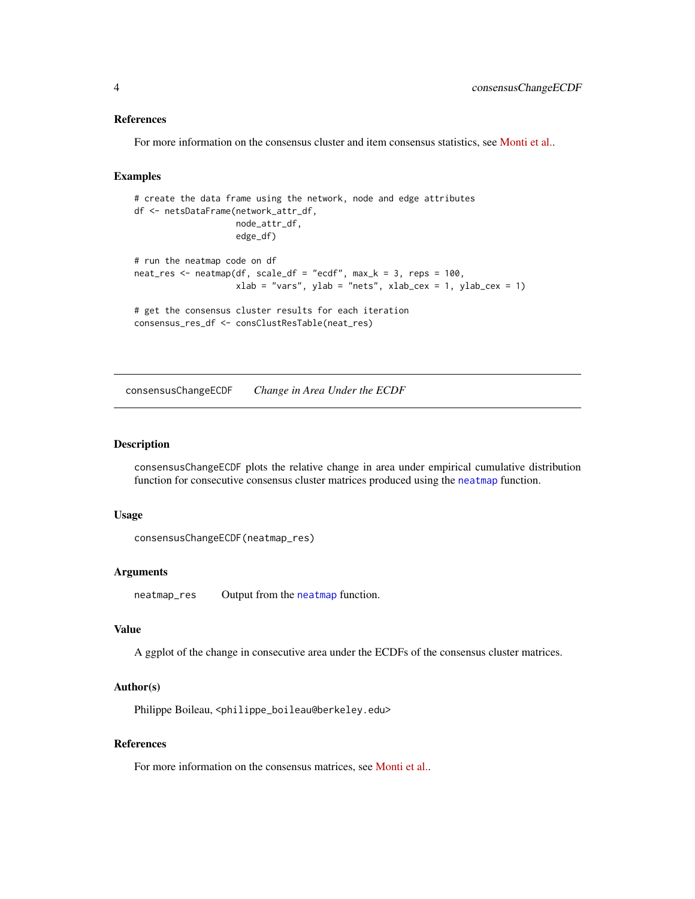### References

For more information on the consensus cluster and item consensus statistics, see Monti et al..

### Examples

```
# create the data frame using the network, node and edge attributes
df <- netsDataFrame(network_attr_df,
                    node_attr_df,
                    edge_df)

# run the neatmap code on df
neat_res <- neatmap(df, scale_df = "ecdf", max_k = 3, reps = 100,
                    xlab = "vars", ylab = "nets", xlab_cex = 1, ylab_cex = 1)

# get the consensus cluster results for each iteration
consensus_res_df <- consClustResTable(neat_res)
```

---

## consensusChangeECDF *Change in Area Under the ECDF*

---

### Description

consensusChangeECDF plots the relative change in area under empirical cumulative distribution function for consecutive consensus cluster matrices produced using the neatmap function.

### Usage

```
consensusChangeECDF(neatmap_res)
```

### Arguments

| | |
|---|---|
| neatmap_res | Output from the neatmap function. |

### Value

A ggplot of the change in consecutive area under the ECDFs of the consensus cluster matrices.

### Author(s)

Philippe Boileau, <philippe_boileau@berkeley.edu>

### References

For more information on the consensus matrices, see Monti et al..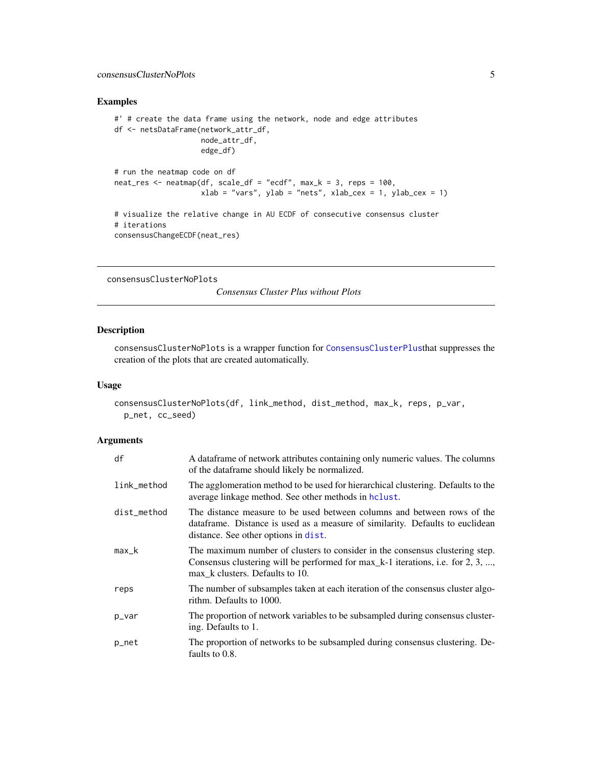## Examples

```
#' # create the data frame using the network, node and edge attributes
df <- netsDataFrame(network_attr_df,
                    node_attr_df,
                    edge_df)

# run the neatmap code on df
neat_res <- neatmap(df, scale_df = "ecdf", max_k = 3, reps = 100,
                    xlab = "vars", ylab = "nets", xlab_cex = 1, ylab_cex = 1)

# visualize the relative change in AU ECDF of consecutive consensus cluster
# iterations
consensusChangeECDF(neat_res)
```

---

# consensusClusterNoPlots

*Consensus Cluster Plus without Plots*

---

## Description

consensusClusterNoPlots is a wrapper function for ConsensusClusterPlusthat suppresses the creation of the plots that are created automatically.

## Usage

```
consensusClusterNoPlots(df, link_method, dist_method, max_k, reps, p_var,
  p_net, cc_seed)
```

## Arguments

| | |
|---|---|
| df | A dataframe of network attributes containing only numeric values. The columns of the dataframe should likely be normalized. |
| link_method | The agglomeration method to be used for hierarchical clustering. Defaults to the average linkage method. See other methods in hclust. |
| dist_method | The distance measure to be used between columns and between rows of the dataframe. Distance is used as a measure of similarity. Defaults to euclidean distance. See other options in dist. |
| max_k | The maximum number of clusters to consider in the consensus clustering step. Consensus clustering will be performed for max_k-1 iterations, i.e. for 2, 3, ..., max_k clusters. Defaults to 10. |
| reps | The number of subsamples taken at each iteration of the consensus cluster algorithm. Defaults to 1000. |
| p_var | The proportion of network variables to be subsampled during consensus clustering. Defaults to 1. |
| p_net | The proportion of networks to be subsampled during consensus clustering. Defaults to 0.8. |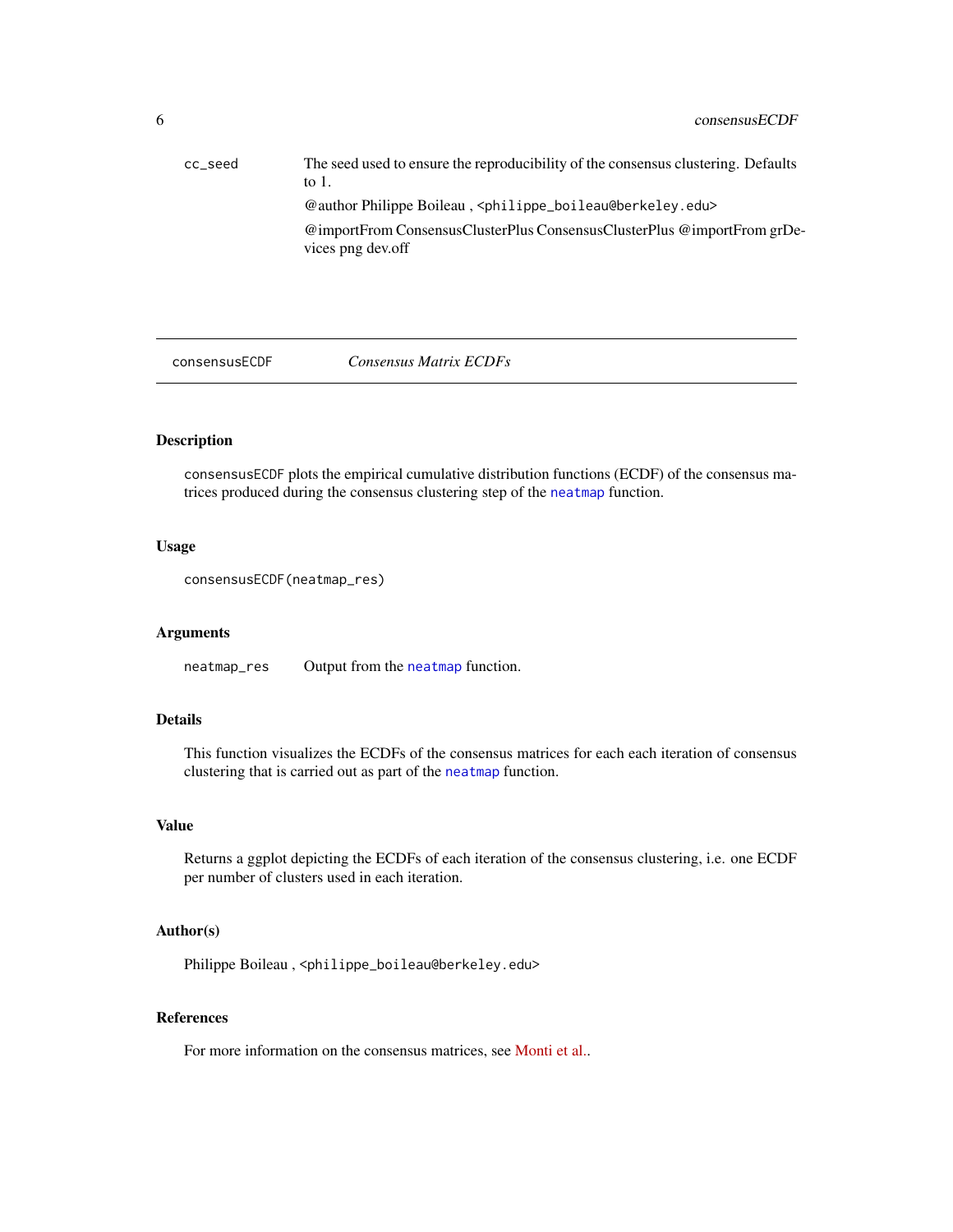| | |
|---|---|
| cc_seed | The seed used to ensure the reproducibility of the consensus clustering. Defaults to 1. |
| | @author Philippe Boileau , <philippe_boileau@berkeley.edu> |
| | @importFrom ConsensusClusterPlus ConsensusClusterPlus @importFrom grDevices png dev.off |

---

consensusECDF *Consensus Matrix ECDFs*

---

## Description

consensusECDF plots the empirical cumulative distribution functions (ECDF) of the consensus matrices produced during the consensus clustering step of the neatmap function.

## Usage

```
consensusECDF(neatmap_res)
```

## Arguments

| | |
|---|---|
| neatmap_res | Output from the neatmap function. |

## Details

This function visualizes the ECDFs of the consensus matrices for each each iteration of consensus clustering that is carried out as part of the neatmap function.

## Value

Returns a ggplot depicting the ECDFs of each iteration of the consensus clustering, i.e. one ECDF per number of clusters used in each iteration.

## Author(s)

Philippe Boileau , <philippe_boileau@berkeley.edu>

## References

For more information on the consensus matrices, see Monti et al..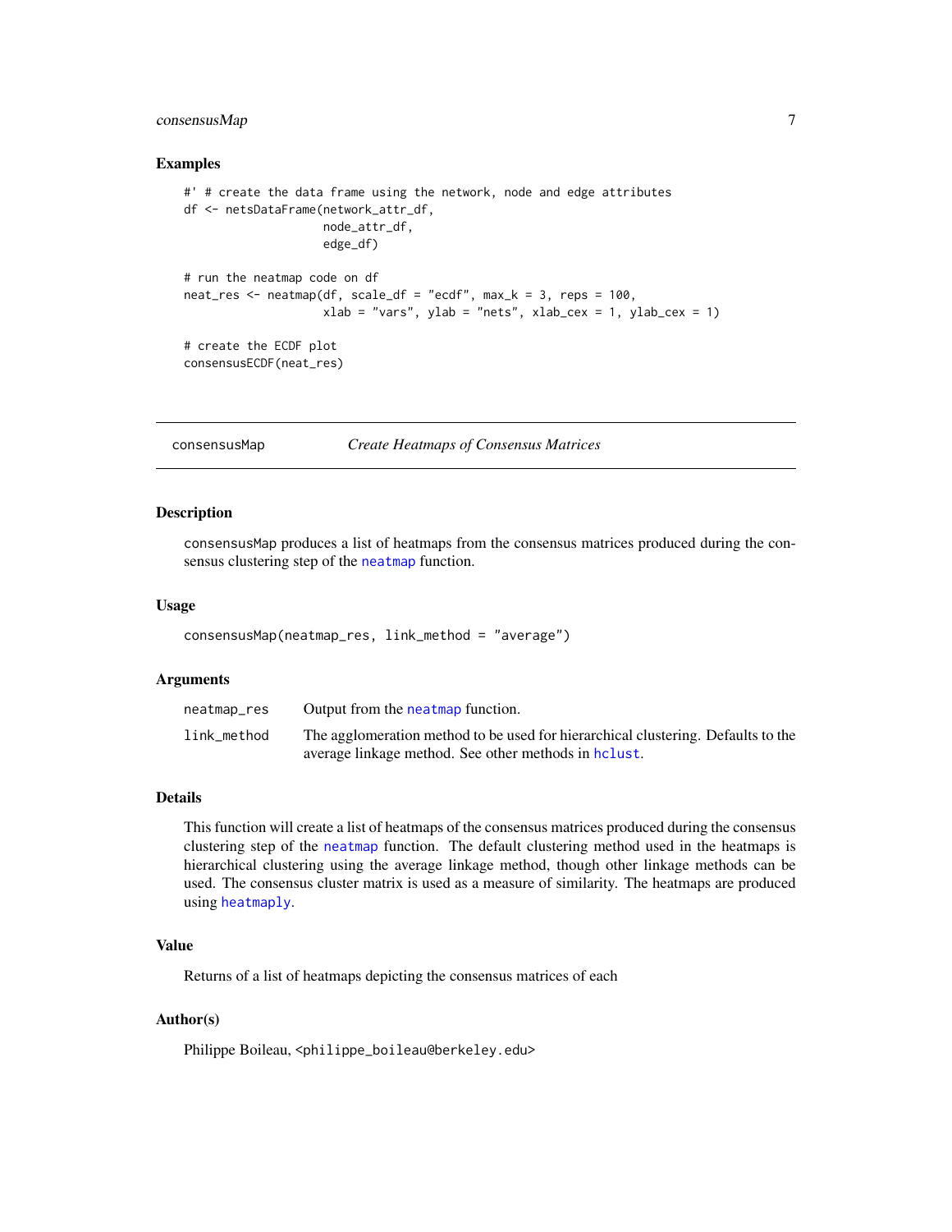## Examples

```
#' # create the data frame using the network, node and edge attributes
df <- netsDataFrame(network_attr_df,
                    node_attr_df,
                    edge_df)

# run the neatmap code on df
neat_res <- neatmap(df, scale_df = "ecdf", max_k = 3, reps = 100,
                    xlab = "vars", ylab = "nets", xlab_cex = 1, ylab_cex = 1)

# create the ECDF plot
consensusECDF(neat_res)
```

---

`consensusMap` *Create Heatmaps of Consensus Matrices*

---

## Description

consensusMap produces a list of heatmaps from the consensus matrices produced during the consensus clustering step of the `neatmap` function.

## Usage

```
consensusMap(neatmap_res, link_method = "average")
```

## Arguments

| | |
|---|---|
| `neatmap_res` | Output from the `neatmap` function. |
| `link_method` | The agglomeration method to be used for hierarchical clustering. Defaults to the average linkage method. See other methods in `hclust`. |

## Details

This function will create a list of heatmaps of the consensus matrices produced during the consensus clustering step of the `neatmap` function. The default clustering method used in the heatmaps is hierarchical clustering using the average linkage method, though other linkage methods can be used. The consensus cluster matrix is used as a measure of similarity. The heatmaps are produced using `heatmaply`.

## Value

Returns of a list of heatmaps depicting the consensus matrices of each

## Author(s)

Philippe Boileau, <philippe_boileau@berkeley.edu>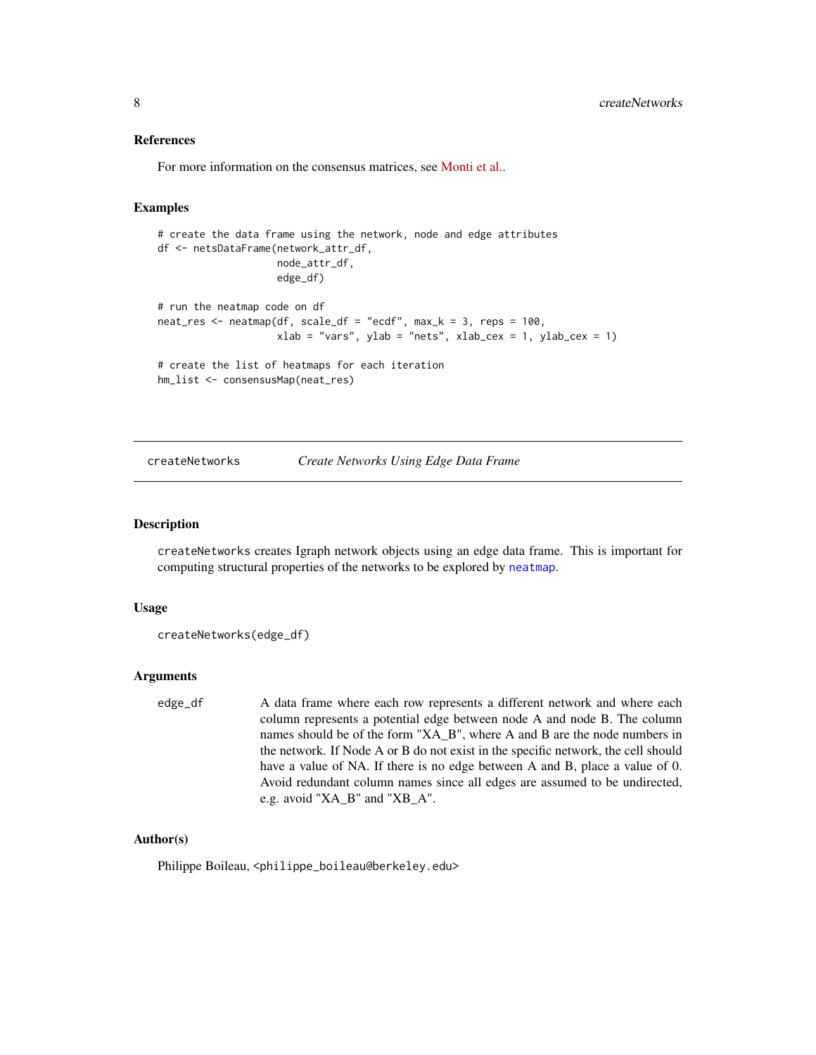### References

For more information on the consensus matrices, see Monti et al..

### Examples

```
# create the data frame using the network, node and edge attributes
df <- netsDataFrame(network_attr_df,
                    node_attr_df,
                    edge_df)

# run the neatmap code on df
neat_res <- neatmap(df, scale_df = "ecdf", max_k = 3, reps = 100,
                    xlab = "vars", ylab = "nets", xlab_cex = 1, ylab_cex = 1)

# create the list of heatmaps for each iteration
hm_list <- consensusMap(neat_res)
```

---

## createNetworks *Create Networks Using Edge Data Frame*

---

### Description

`createNetworks` creates Igraph network objects using an edge data frame. This is important for computing structural properties of the networks to be explored by `neatmap`.

### Usage

```
createNetworks(edge_df)
```

### Arguments

| | |
|---|---|
| `edge_df` | A data frame where each row represents a different network and where each column represents a potential edge between node A and node B. The column names should be of the form "XA_B", where A and B are the node numbers in the network. If Node A or B do not exist in the specific network, the cell should have a value of NA. If there is no edge between A and B, place a value of 0. Avoid redundant column names since all edges are assumed to be undirected, e.g. avoid "XA_B" and "XB_A". |

### Author(s)

Philippe Boileau, <philippe_boileau@berkeley.edu>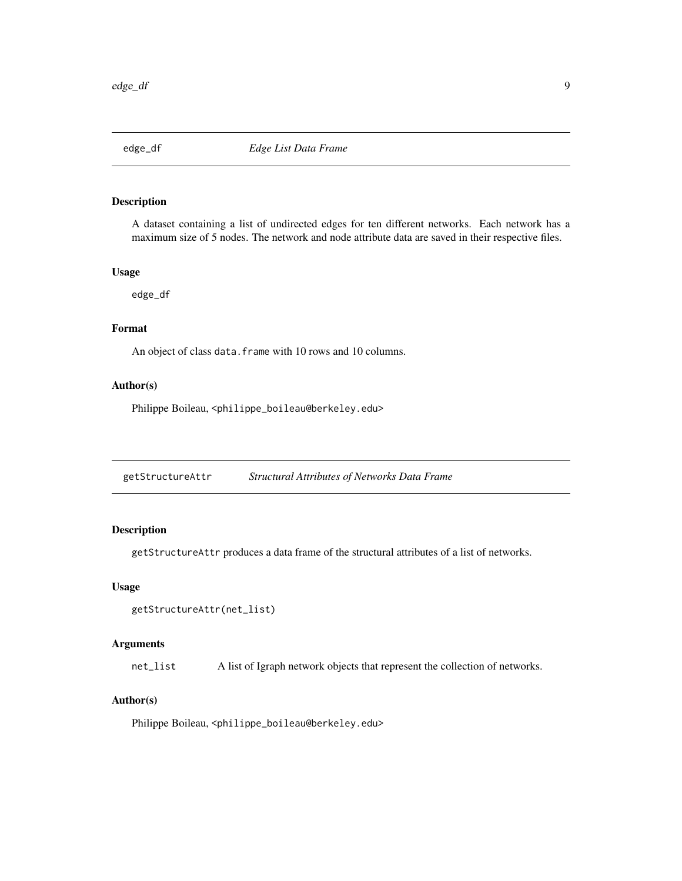## edge_df — *Edge List Data Frame*

### Description

A dataset containing a list of undirected edges for ten different networks. Each network has a maximum size of 5 nodes. The network and node attribute data are saved in their respective files.

### Usage

```
edge_df
```

### Format

An object of class `data.frame` with 10 rows and 10 columns.

### Author(s)

Philippe Boileau, <philippe_boileau@berkeley.edu>

## getStructureAttr — *Structural Attributes of Networks Data Frame*

### Description

`getStructureAttr` produces a data frame of the structural attributes of a list of networks.

### Usage

```
getStructureAttr(net_list)
```

### Arguments

| | |
|---|---|
| `net_list` | A list of Igraph network objects that represent the collection of networks. |

### Author(s)

Philippe Boileau, <philippe_boileau@berkeley.edu>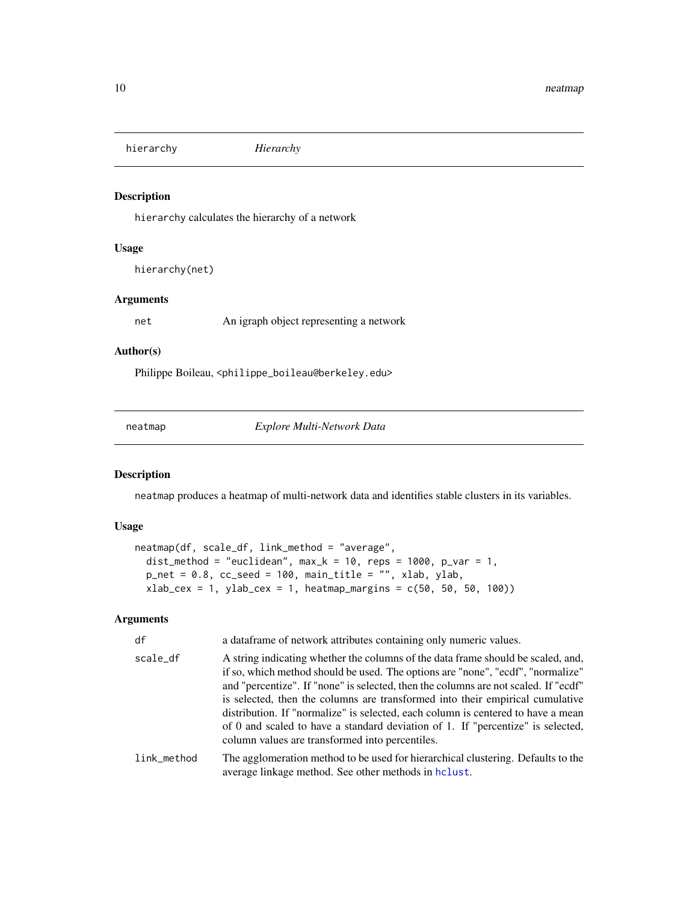## hierarchy — *Hierarchy*

### Description

`hierarchy` calculates the hierarchy of a network

### Usage

```
hierarchy(net)
```

### Arguments

| | |
|---|---|
| net | An igraph object representing a network |

### Author(s)

Philippe Boileau, <philippe_boileau@berkeley.edu>

## neatmap — *Explore Multi-Network Data*

### Description

`neatmap` produces a heatmap of multi-network data and identifies stable clusters in its variables.

### Usage

```
neatmap(df, scale_df, link_method = "average",
  dist_method = "euclidean", max_k = 10, reps = 1000, p_var = 1,
  p_net = 0.8, cc_seed = 100, main_title = "", xlab, ylab,
  xlab_cex = 1, ylab_cex = 1, heatmap_margins = c(50, 50, 50, 100))
```

### Arguments

| | |
|---|---|
| df | a dataframe of network attributes containing only numeric values. |
| scale_df | A string indicating whether the columns of the data frame should be scaled, and, if so, which method should be used. The options are "none", "ecdf", "normalize" and "percentize". If "none" is selected, then the columns are not scaled. If "ecdf" is selected, then the columns are transformed into their empirical cumulative distribution. If "normalize" is selected, each column is centered to have a mean of 0 and scaled to have a standard deviation of 1. If "percentize" is selected, column values are transformed into percentiles. |
| link_method | The agglomeration method to be used for hierarchical clustering. Defaults to the average linkage method. See other methods in `hclust`. |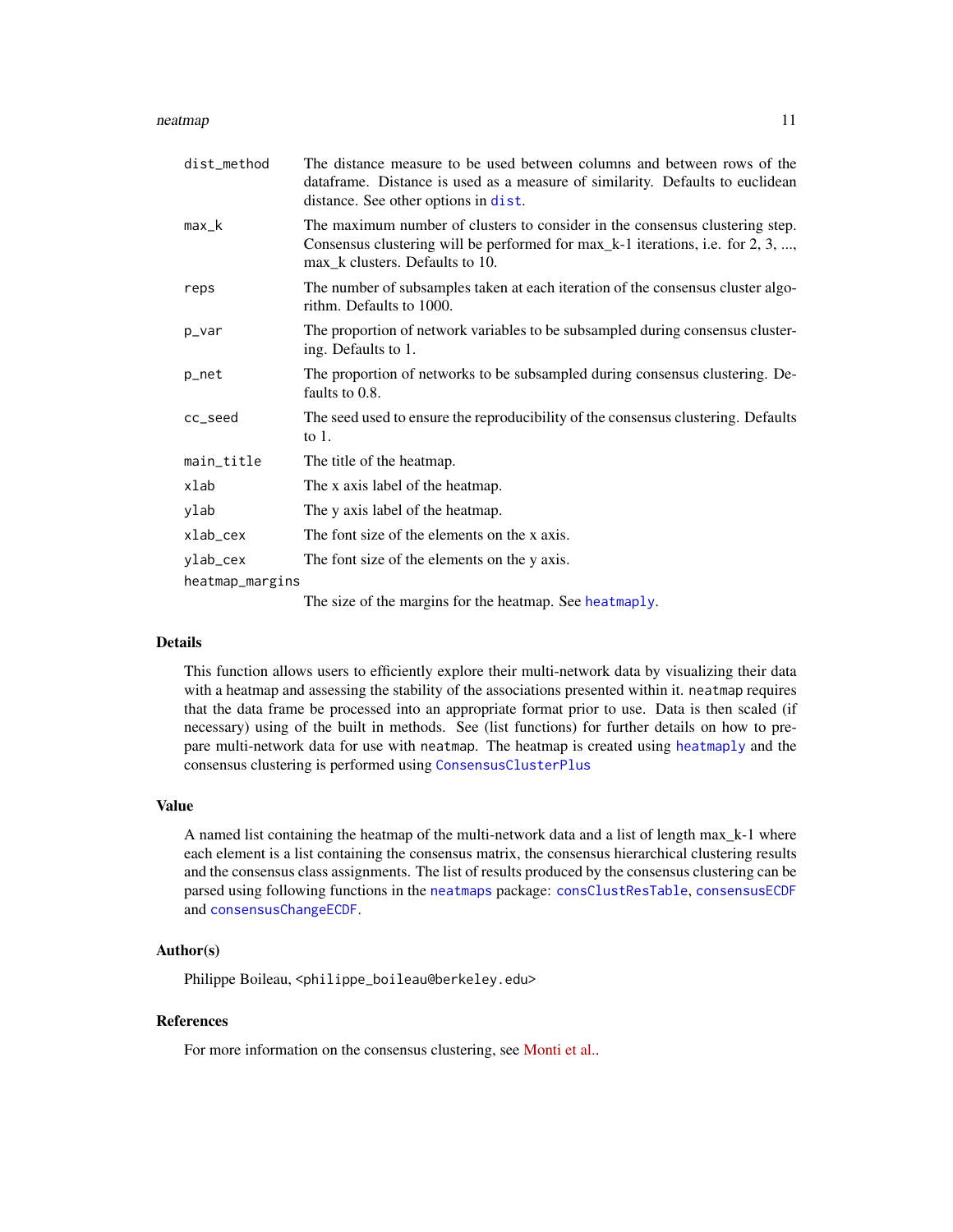| | |
|---|---|
| dist_method | The distance measure to be used between columns and between rows of the dataframe. Distance is used as a measure of similarity. Defaults to euclidean distance. See other options in dist. |
| max_k | The maximum number of clusters to consider in the consensus clustering step. Consensus clustering will be performed for max_k-1 iterations, i.e. for 2, 3, ..., max_k clusters. Defaults to 10. |
| reps | The number of subsamples taken at each iteration of the consensus cluster algorithm. Defaults to 1000. |
| p_var | The proportion of network variables to be subsampled during consensus clustering. Defaults to 1. |
| p_net | The proportion of networks to be subsampled during consensus clustering. Defaults to 0.8. |
| cc_seed | The seed used to ensure the reproducibility of the consensus clustering. Defaults to 1. |
| main_title | The title of the heatmap. |
| xlab | The x axis label of the heatmap. |
| ylab | The y axis label of the heatmap. |
| xlab_cex | The font size of the elements on the x axis. |
| ylab_cex | The font size of the elements on the y axis. |
| heatmap_margins | The size of the margins for the heatmap. See heatmaply. |

## Details

This function allows users to efficiently explore their multi-network data by visualizing their data with a heatmap and assessing the stability of the associations presented within it. neatmap requires that the data frame be processed into an appropriate format prior to use. Data is then scaled (if necessary) using of the built in methods. See (list functions) for further details on how to prepare multi-network data for use with neatmap. The heatmap is created using heatmaply and the consensus clustering is performed using ConsensusClusterPlus

## Value

A named list containing the heatmap of the multi-network data and a list of length max_k-1 where each element is a list containing the consensus matrix, the consensus hierarchical clustering results and the consensus class assignments. The list of results produced by the consensus clustering can be parsed using following functions in the neatmaps package: consClustResTable, consensusECDF and consensusChangeECDF.

## Author(s)

Philippe Boileau, <philippe_boileau@berkeley.edu>

## References

For more information on the consensus clustering, see Monti et al..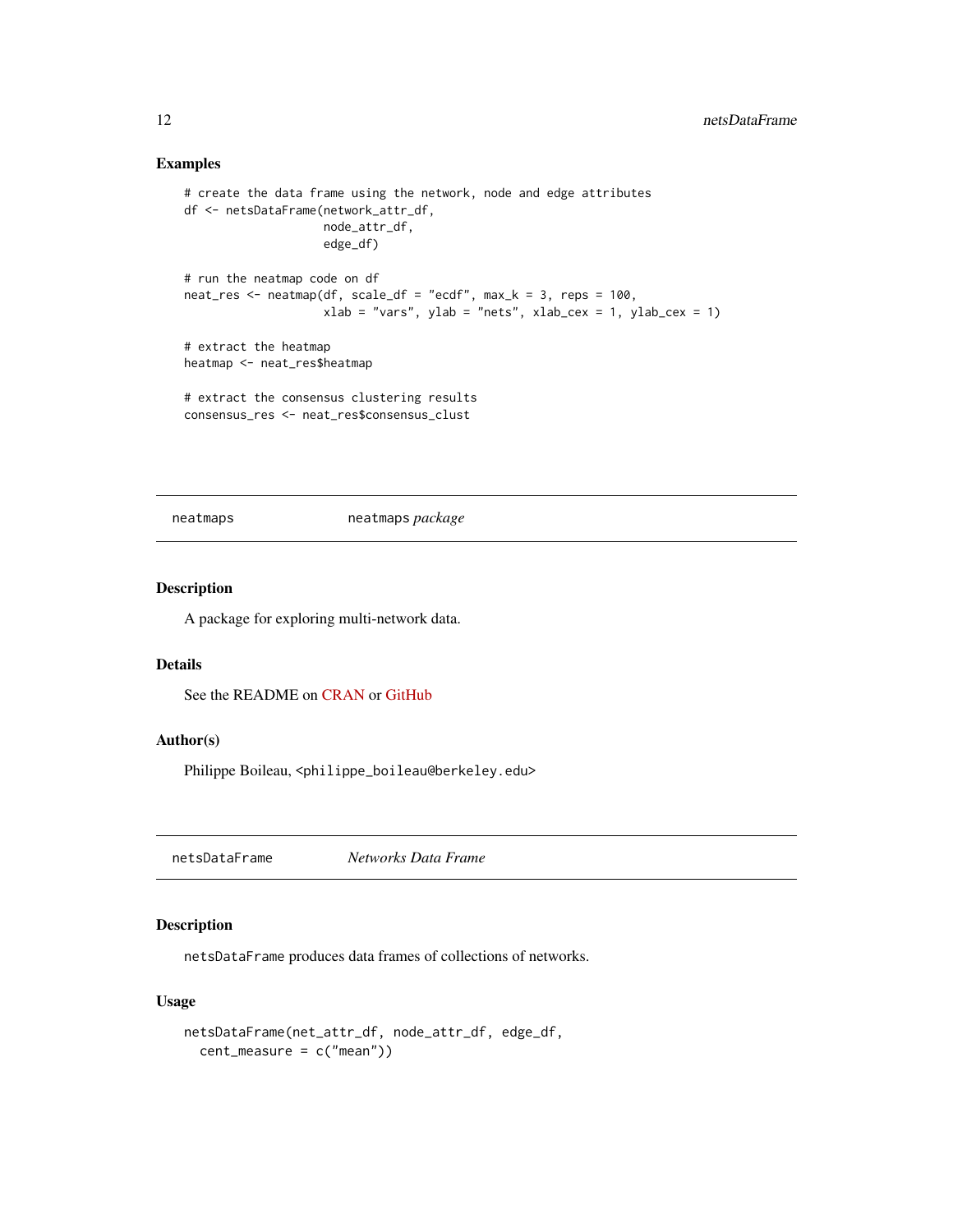## Examples

```
# create the data frame using the network, node and edge attributes
df <- netsDataFrame(network_attr_df,
                    node_attr_df,
                    edge_df)

# run the neatmap code on df
neat_res <- neatmap(df, scale_df = "ecdf", max_k = 3, reps = 100,
                    xlab = "vars", ylab = "nets", xlab_cex = 1, ylab_cex = 1)

# extract the heatmap
heatmap <- neat_res$heatmap

# extract the consensus clustering results
consensus_res <- neat_res$consensus_clust
```

---

# neatmaps &nbsp;&nbsp;&nbsp;&nbsp; neatmaps *package*

---

## Description

A package for exploring multi-network data.

## Details

See the README on CRAN or GitHub

## Author(s)

Philippe Boileau, <philippe_boileau@berkeley.edu>

---

# netsDataFrame &nbsp;&nbsp;&nbsp;&nbsp; *Networks Data Frame*

---

## Description

`netsDataFrame` produces data frames of collections of networks.

## Usage

```
netsDataFrame(net_attr_df, node_attr_df, edge_df,
  cent_measure = c("mean"))
```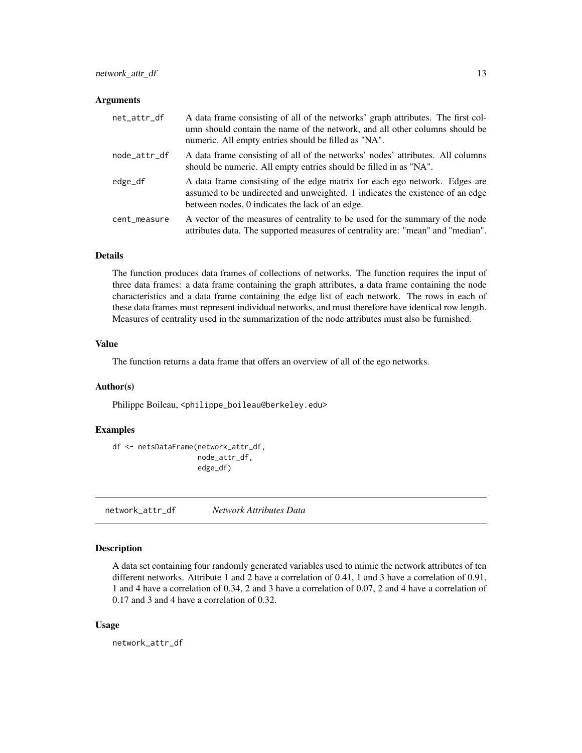### Arguments

| | |
|---|---|
| net_attr_df | A data frame consisting of all of the networks' graph attributes. The first column should contain the name of the network, and all other columns should be numeric. All empty entries should be filled as "NA". |
| node_attr_df | A data frame consisting of all of the networks' nodes' attributes. All columns should be numeric. All empty entries should be filled in as "NA". |
| edge_df | A data frame consisting of the edge matrix for each ego network. Edges are assumed to be undirected and unweighted. 1 indicates the existence of an edge between nodes, 0 indicates the lack of an edge. |
| cent_measure | A vector of the measures of centrality to be used for the summary of the node attributes data. The supported measures of centrality are: "mean" and "median". |

### Details

The function produces data frames of collections of networks. The function requires the input of three data frames: a data frame containing the graph attributes, a data frame containing the node characteristics and a data frame containing the edge list of each network. The rows in each of these data frames must represent individual networks, and must therefore have identical row length. Measures of centrality used in the summarization of the node attributes must also be furnished.

### Value

The function returns a data frame that offers an overview of all of the ego networks.

### Author(s)

Philippe Boileau, <philippe_boileau@berkeley.edu>

### Examples

```
df <- netsDataFrame(network_attr_df,
                    node_attr_df,
                    edge_df)
```

---

## network_attr_df *Network Attributes Data*

### Description

A data set containing four randomly generated variables used to mimic the network attributes of ten different networks. Attribute 1 and 2 have a correlation of 0.41, 1 and 3 have a correlation of 0.91, 1 and 4 have a correlation of 0.34, 2 and 3 have a correlation of 0.07, 2 and 4 have a correlation of 0.17 and 3 and 4 have a correlation of 0.32.

### Usage

```
network_attr_df
```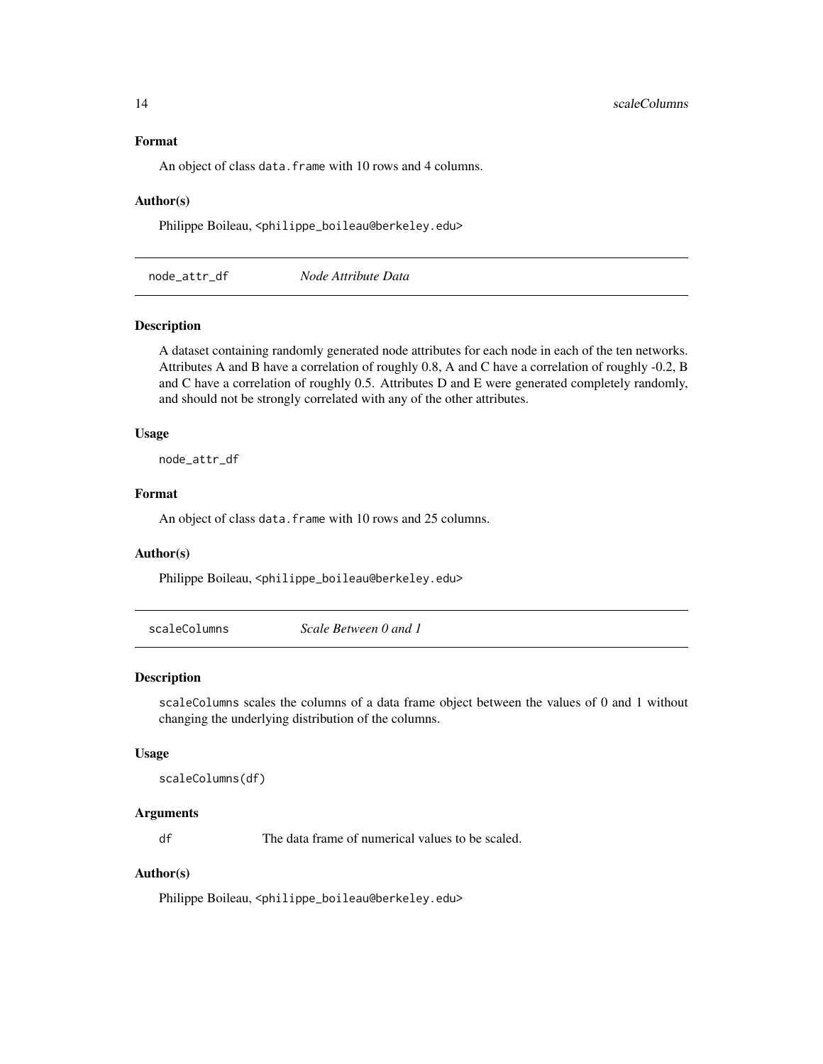### Format

An object of class `data.frame` with 10 rows and 4 columns.

### Author(s)

Philippe Boileau, <philippe_boileau@berkeley.edu>

---

## node_attr_df    *Node Attribute Data*

### Description

A dataset containing randomly generated node attributes for each node in each of the ten networks. Attributes A and B have a correlation of roughly 0.8, A and C have a correlation of roughly -0.2, B and C have a correlation of roughly 0.5. Attributes D and E were generated completely randomly, and should not be strongly correlated with any of the other attributes.

### Usage

```
node_attr_df
```

### Format

An object of class `data.frame` with 10 rows and 25 columns.

### Author(s)

Philippe Boileau, <philippe_boileau@berkeley.edu>

---

## scaleColumns    *Scale Between 0 and 1*

### Description

`scaleColumns` scales the columns of a data frame object between the values of 0 and 1 without changing the underlying distribution of the columns.

### Usage

```
scaleColumns(df)
```

### Arguments

| | |
|---|---|
| `df` | The data frame of numerical values to be scaled. |

### Author(s)

Philippe Boileau, <philippe_boileau@berkeley.edu>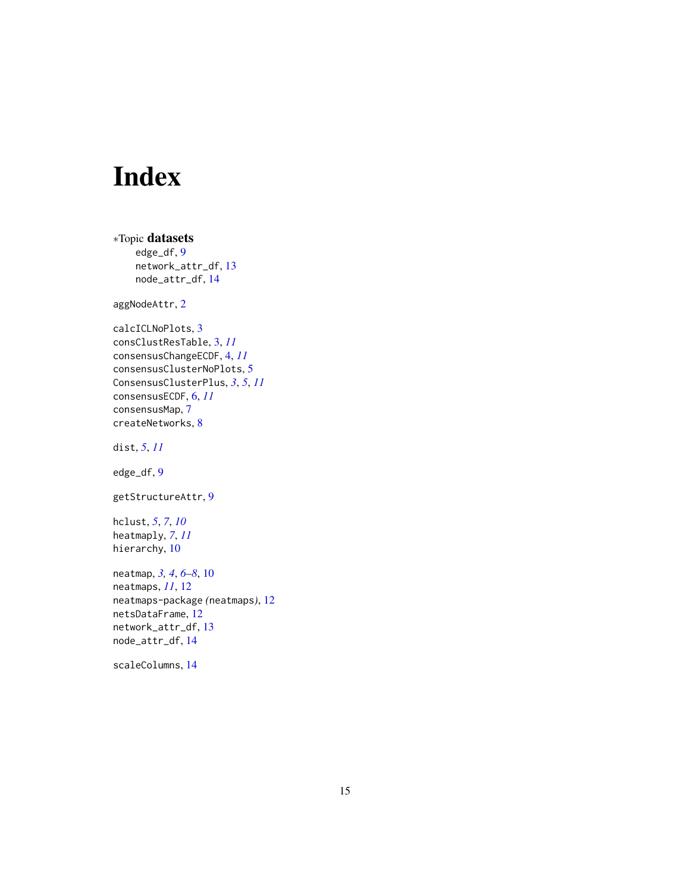# Index

∗Topic **datasets**

edge_df, 9
network_attr_df, 13
node_attr_df, 14

aggNodeAttr, 2

calcICLNoPlots, 3
consClustResTable, 3, *11*
consensusChangeECDF, 4, *11*
consensusClusterNoPlots, 5
ConsensusClusterPlus, *3*, *5*, *11*
consensusECDF, 6, *11*
consensusMap, 7
createNetworks, 8

dist, *5*, *11*

edge_df, 9

getStructureAttr, 9

hclust, *5*, *7*, *10*
heatmaply, *7*, *11*
hierarchy, 10

neatmap, *3, 4*, *6–8*, 10
neatmaps, *11*, 12
neatmaps-package *(*neatmaps*)*, 12
netsDataFrame, 12
network_attr_df, 13
node_attr_df, 14

scaleColumns, 14